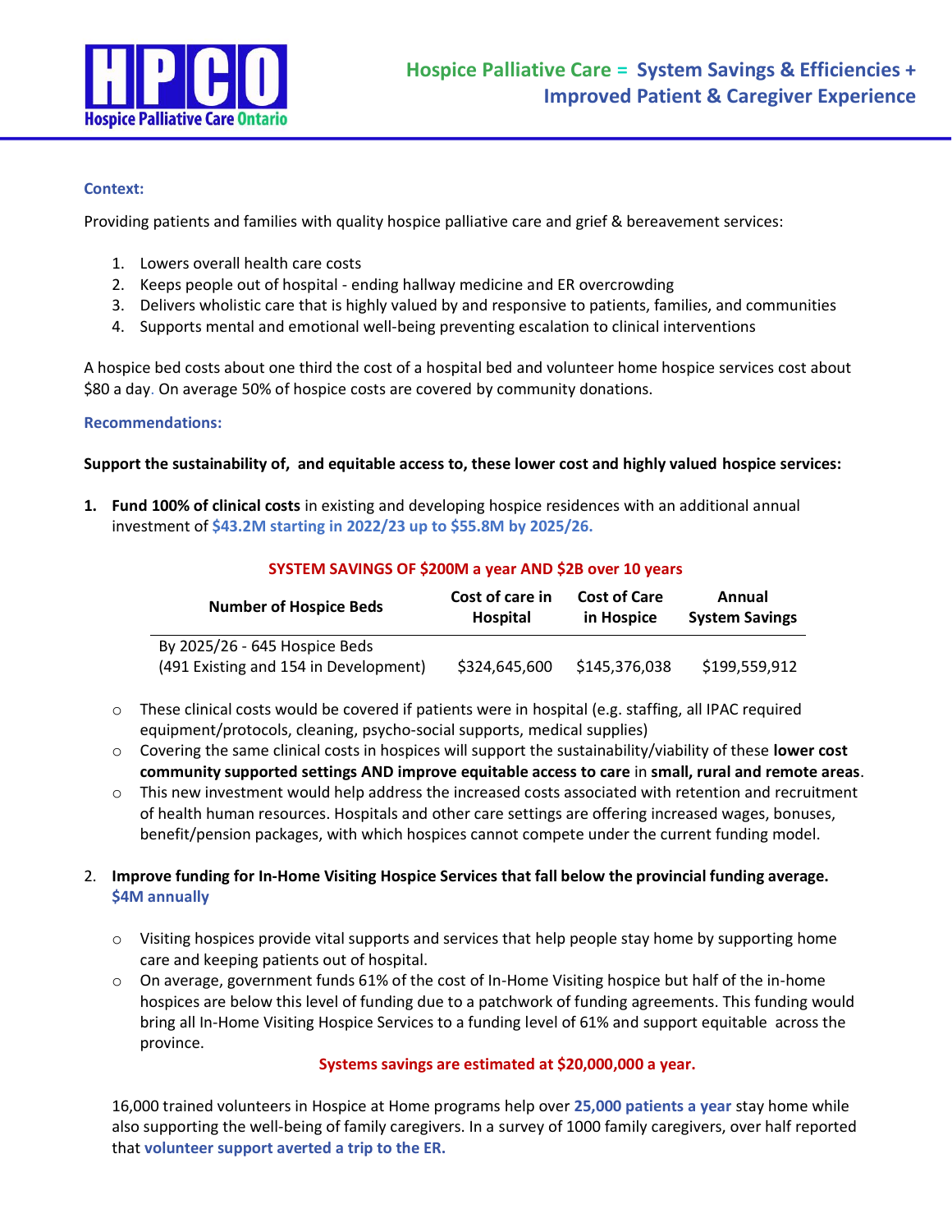**HPCO**
**Hospice Palliative Care Ontario**

## Hospice Palliative Care = System Savings & Efficiencies + Improved Patient & Caregiver Experience

### Context:

Providing patients and families with quality hospice palliative care and grief & bereavement services:

1. Lowers overall health care costs
2. Keeps people out of hospital - ending hallway medicine and ER overcrowding
3. Delivers wholistic care that is highly valued by and responsive to patients, families, and communities
4. Supports mental and emotional well-being preventing escalation to clinical interventions

A hospice bed costs about one third the cost of a hospital bed and volunteer home hospice services cost about $80 a day. On average 50% of hospice costs are covered by community donations.

### Recommendations:

**Support the sustainability of, and equitable access to, these lower cost and highly valued hospice services:**

1. **Fund 100% of clinical costs** in existing and developing hospice residences with an additional annual investment of **$43.2M starting in 2022/23 up to $55.8M by 2025/26.**

**SYSTEM SAVINGS OF $200M a year AND $2B over 10 years**

| Number of Hospice Beds | Cost of care in Hospital | Cost of Care in Hospice | Annual System Savings |
|---|---|---|---|
| By 2025/26 - 645 Hospice Beds (491 Existing and 154 in Development) | $324,645,600 | $145,376,038 | $199,559,912 |

- These clinical costs would be covered if patients were in hospital (e.g. staffing, all IPAC required equipment/protocols, cleaning, psycho-social supports, medical supplies)
- Covering the same clinical costs in hospices will support the sustainability/viability of these **lower cost community supported settings AND improve equitable access to care** in **small, rural and remote areas**.
- This new investment would help address the increased costs associated with retention and recruitment of health human resources. Hospitals and other care settings are offering increased wages, bonuses, benefit/pension packages, with which hospices cannot compete under the current funding model.

2. **Improve funding for In-Home Visiting Hospice Services that fall below the provincial funding average.** **$4M annually**

- Visiting hospices provide vital supports and services that help people stay home by supporting home care and keeping patients out of hospital.
- On average, government funds 61% of the cost of In-Home Visiting hospice but half of the in-home hospices are below this level of funding due to a patchwork of funding agreements. This funding would bring all In-Home Visiting Hospice Services to a funding level of 61% and support equitable across the province.

**Systems savings are estimated at $20,000,000 a year.**

16,000 trained volunteers in Hospice at Home programs help over **25,000 patients a year** stay home while also supporting the well-being of family caregivers. In a survey of 1000 family caregivers, over half reported that **volunteer support averted a trip to the ER.**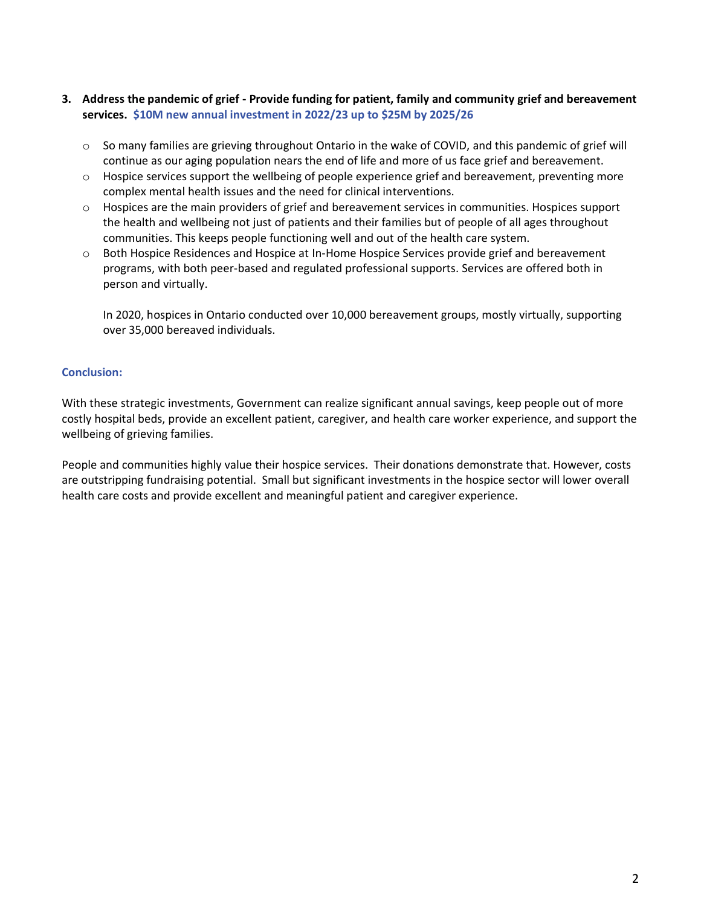3. **Address the pandemic of grief - Provide funding for patient, family and community grief and bereavement services. $10M new annual investment in 2022/23 up to $25M by 2025/26**

    - So many families are grieving throughout Ontario in the wake of COVID, and this pandemic of grief will continue as our aging population nears the end of life and more of us face grief and bereavement.
    - Hospice services support the wellbeing of people experience grief and bereavement, preventing more complex mental health issues and the need for clinical interventions.
    - Hospices are the main providers of grief and bereavement services in communities. Hospices support the health and wellbeing not just of patients and their families but of people of all ages throughout communities. This keeps people functioning well and out of the health care system.
    - Both Hospice Residences and Hospice at In-Home Hospice Services provide grief and bereavement programs, with both peer-based and regulated professional supports. Services are offered both in person and virtually.

      In 2020, hospices in Ontario conducted over 10,000 bereavement groups, mostly virtually, supporting over 35,000 bereaved individuals.

**Conclusion:**

With these strategic investments, Government can realize significant annual savings, keep people out of more costly hospital beds, provide an excellent patient, caregiver, and health care worker experience, and support the wellbeing of grieving families.

People and communities highly value their hospice services. Their donations demonstrate that. However, costs are outstripping fundraising potential. Small but significant investments in the hospice sector will lower overall health care costs and provide excellent and meaningful patient and caregiver experience.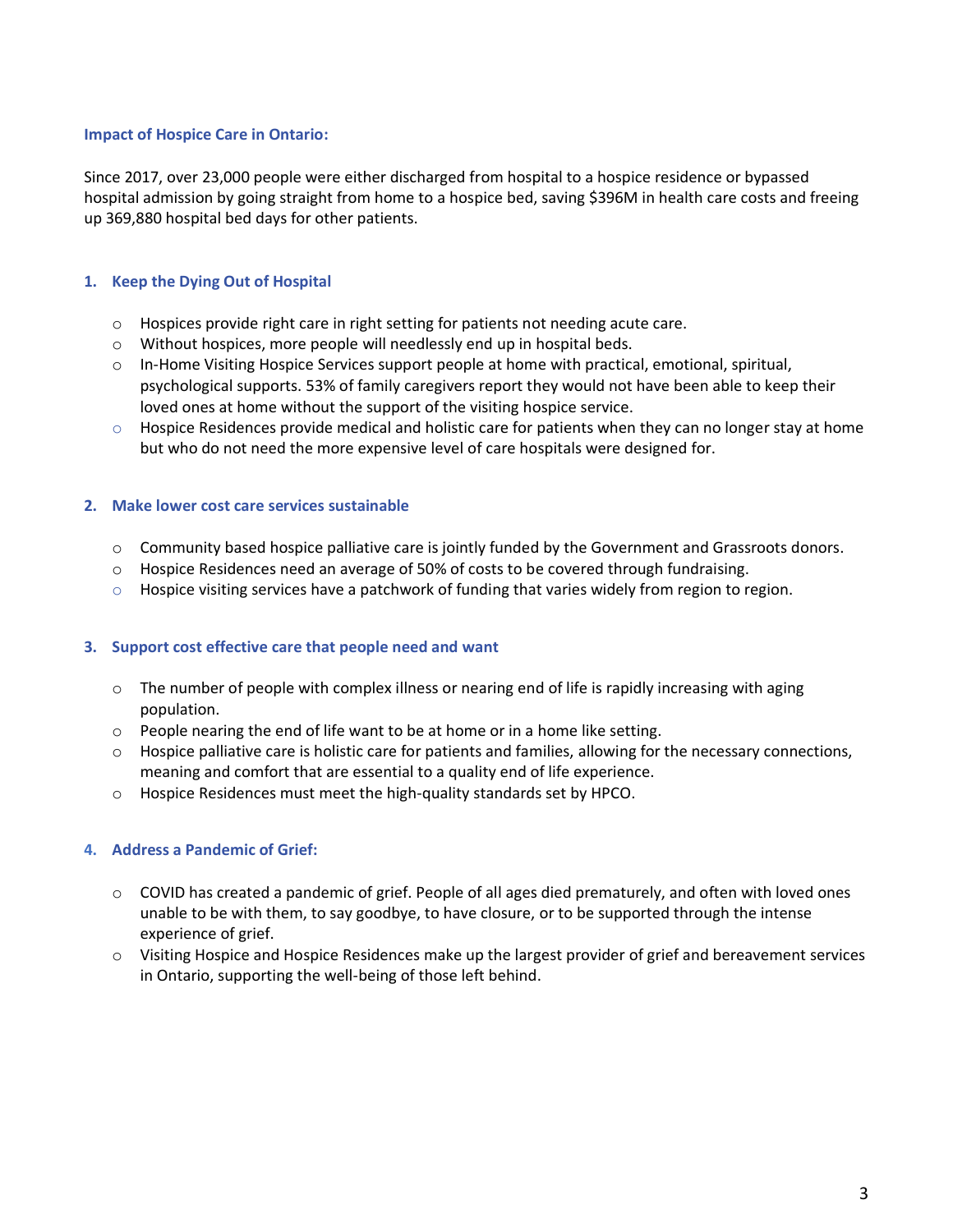**Impact of Hospice Care in Ontario:**

Since 2017, over 23,000 people were either discharged from hospital to a hospice residence or bypassed hospital admission by going straight from home to a hospice bed, saving $396M in health care costs and freeing up 369,880 hospital bed days for other patients.

## 1. Keep the Dying Out of Hospital

- Hospices provide right care in right setting for patients not needing acute care.
- Without hospices, more people will needlessly end up in hospital beds.
- In-Home Visiting Hospice Services support people at home with practical, emotional, spiritual, psychological supports. 53% of family caregivers report they would not have been able to keep their loved ones at home without the support of the visiting hospice service.
- Hospice Residences provide medical and holistic care for patients when they can no longer stay at home but who do not need the more expensive level of care hospitals were designed for.

## 2. Make lower cost care services sustainable

- Community based hospice palliative care is jointly funded by the Government and Grassroots donors.
- Hospice Residences need an average of 50% of costs to be covered through fundraising.
- Hospice visiting services have a patchwork of funding that varies widely from region to region.

## 3. Support cost effective care that people need and want

- The number of people with complex illness or nearing end of life is rapidly increasing with aging population.
- People nearing the end of life want to be at home or in a home like setting.
- Hospice palliative care is holistic care for patients and families, allowing for the necessary connections, meaning and comfort that are essential to a quality end of life experience.
- Hospice Residences must meet the high-quality standards set by HPCO.

## 4. Address a Pandemic of Grief:

- COVID has created a pandemic of grief. People of all ages died prematurely, and often with loved ones unable to be with them, to say goodbye, to have closure, or to be supported through the intense experience of grief.
- Visiting Hospice and Hospice Residences make up the largest provider of grief and bereavement services in Ontario, supporting the well-being of those left behind.